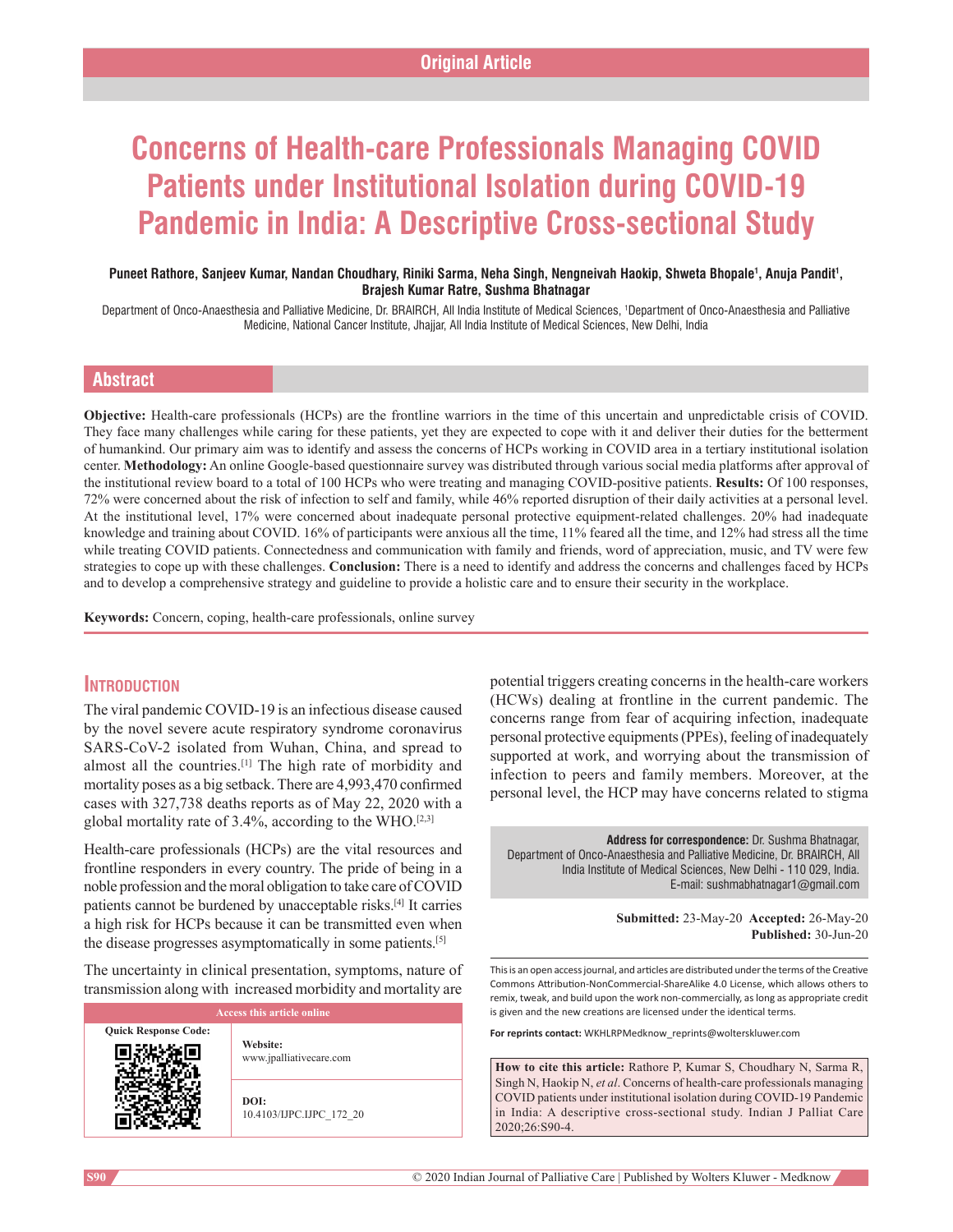Original Article

# Concerns of Health-care Professionals Managing COVID Patients under Institutional Isolation during COVID-19 Pandemic in India: A Descriptive Cross-sectional Study

**Puneet Rathore, Sanjeev Kumar, Nandan Choudhary, Riniki Sarma, Neha Singh, Nengneivah Haokip, Shweta Bhopale[1], Anuja Pandit[1], Brajesh Kumar Ratre, Sushma Bhatnagar**

Department of Onco-Anaesthesia and Palliative Medicine, Dr. BRAIRCH, All India Institute of Medical Sciences, [1]Department of Onco-Anaesthesia and Palliative Medicine, National Cancer Institute, Jhajjar, All India Institute of Medical Sciences, New Delhi, India

## Abstract

**Objective:** Health-care professionals (HCPs) are the frontline warriors in the time of this uncertain and unpredictable crisis of COVID. They face many challenges while caring for these patients, yet they are expected to cope with it and deliver their duties for the betterment of humankind. Our primary aim was to identify and assess the concerns of HCPs working in COVID area in a tertiary institutional isolation center. **Methodology:** An online Google-based questionnaire survey was distributed through various social media platforms after approval of the institutional review board to a total of 100 HCPs who were treating and managing COVID-positive patients. **Results:** Of 100 responses, 72% were concerned about the risk of infection to self and family, while 46% reported disruption of their daily activities at a personal level. At the institutional level, 17% were concerned about inadequate personal protective equipment-related challenges. 20% had inadequate knowledge and training about COVID. 16% of participants were anxious all the time, 11% feared all the time, and 12% had stress all the time while treating COVID patients. Connectedness and communication with family and friends, word of appreciation, music, and TV were few strategies to cope up with these challenges. **Conclusion:** There is a need to identify and address the concerns and challenges faced by HCPs and to develop a comprehensive strategy and guideline to provide a holistic care and to ensure their security in the workplace.

**Keywords:** Concern, coping, health-care professionals, online survey

## Introduction

The viral pandemic COVID-19 is an infectious disease caused by the novel severe acute respiratory syndrome coronavirus SARS-CoV-2 isolated from Wuhan, China, and spread to almost all the countries.[1] The high rate of morbidity and mortality poses as a big setback. There are 4,993,470 confirmed cases with 327,738 deaths reports as of May 22, 2020 with a global mortality rate of 3.4%, according to the WHO.[2,3]

Health-care professionals (HCPs) are the vital resources and frontline responders in every country. The pride of being in a noble profession and the moral obligation to take care of COVID patients cannot be burdened by unacceptable risks.[4] It carries a high risk for HCPs because it can be transmitted even when the disease progresses asymptomatically in some patients.[5]

The uncertainty in clinical presentation, symptoms, nature of transmission along with increased morbidity and mortality are potential triggers creating concerns in the health-care workers (HCWs) dealing at frontline in the current pandemic. The concerns range from fear of acquiring infection, inadequate personal protective equipments (PPEs), feeling of inadequately supported at work, and worrying about the transmission of infection to peers and family members. Moreover, at the personal level, the HCP may have concerns related to stigma

**Address for correspondence:** Dr. Sushma Bhatnagar, Department of Onco-Anaesthesia and Palliative Medicine, Dr. BRAIRCH, All India Institute of Medical Sciences, New Delhi - 110 029, India. E-mail: sushmabhatnagar1@gmail.com

**Submitted:** 23-May-20 **Accepted:** 26-May-20 **Published:** 30-Jun-20

| Access this article online | |
|---|---|
| Quick Response Code: | Website: www.jpalliativecare.com |
| | DOI: 10.4103/IJPC.IJPC_172_20 |

This is an open access journal, and articles are distributed under the terms of the Creative Commons Attribution-NonCommercial-ShareAlike 4.0 License, which allows others to remix, tweak, and build upon the work non-commercially, as long as appropriate credit is given and the new creations are licensed under the identical terms.

**For reprints contact:** WKHLRPMedknow_reprints@wolterskluwer.com

**How to cite this article:** Rathore P, Kumar S, Choudhary N, Sarma R, Singh N, Haokip N, *et al*. Concerns of health-care professionals managing COVID patients under institutional isolation during COVID-19 Pandemic in India: A descriptive cross-sectional study. Indian J Palliat Care 2020;26:S90-4.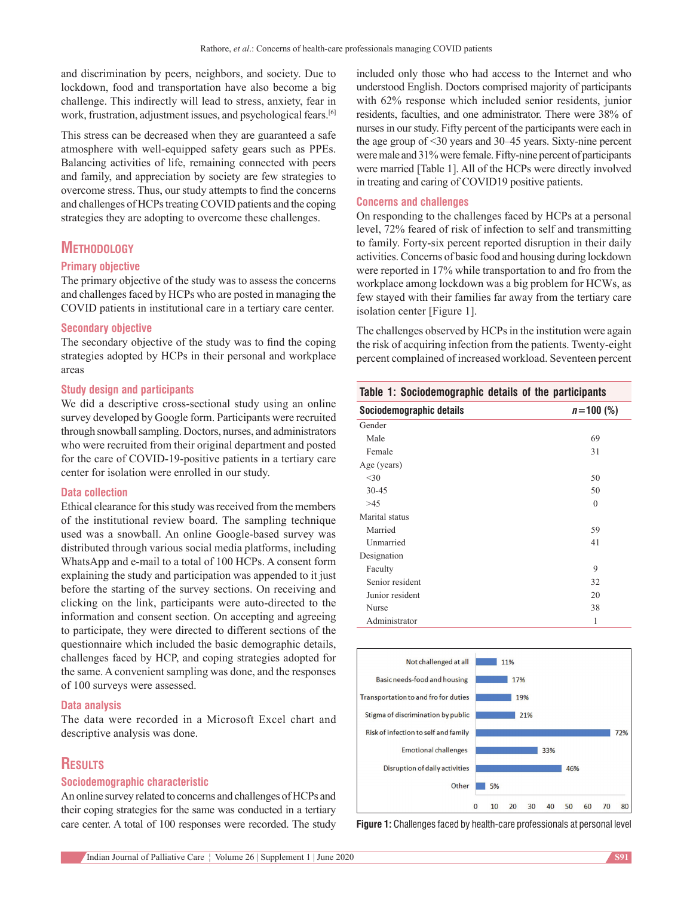and discrimination by peers, neighbors, and society. Due to lockdown, food and transportation have also become a big challenge. This indirectly will lead to stress, anxiety, fear in work, frustration, adjustment issues, and psychological fears.[6]

This stress can be decreased when they are guaranteed a safe atmosphere with well-equipped safety gears such as PPEs. Balancing activities of life, remaining connected with peers and family, and appreciation by society are few strategies to overcome stress. Thus, our study attempts to find the concerns and challenges of HCPs treating COVID patients and the coping strategies they are adopting to overcome these challenges.

## Methodology

### Primary objective

The primary objective of the study was to assess the concerns and challenges faced by HCPs who are posted in managing the COVID patients in institutional care in a tertiary care center.

### Secondary objective

The secondary objective of the study was to find the coping strategies adopted by HCPs in their personal and workplace areas

### Study design and participants

We did a descriptive cross-sectional study using an online survey developed by Google form. Participants were recruited through snowball sampling. Doctors, nurses, and administrators who were recruited from their original department and posted for the care of COVID-19-positive patients in a tertiary care center for isolation were enrolled in our study.

### Data collection

Ethical clearance for this study was received from the members of the institutional review board. The sampling technique used was a snowball. An online Google-based survey was distributed through various social media platforms, including WhatsApp and e-mail to a total of 100 HCPs. A consent form explaining the study and participation was appended to it just before the starting of the survey sections. On receiving and clicking on the link, participants were auto-directed to the information and consent section. On accepting and agreeing to participate, they were directed to different sections of the questionnaire which included the basic demographic details, challenges faced by HCP, and coping strategies adopted for the same. A convenient sampling was done, and the responses of 100 surveys were assessed.

### Data analysis

The data were recorded in a Microsoft Excel chart and descriptive analysis was done.

## Results

### Sociodemographic characteristic

An online survey related to concerns and challenges of HCPs and their coping strategies for the same was conducted in a tertiary care center. A total of 100 responses were recorded. The study included only those who had access to the Internet and who understood English. Doctors comprised majority of participants with 62% response which included senior residents, junior residents, faculties, and one administrator. There were 38% of nurses in our study. Fifty percent of the participants were each in the age group of <30 years and 30–45 years. Sixty-nine percent were male and 31% were female. Fifty-nine percent of participants were married [Table 1]. All of the HCPs were directly involved in treating and caring of COVID19 positive patients.

### Concerns and challenges

On responding to the challenges faced by HCPs at a personal level, 72% feared of risk of infection to self and transmitting to family. Forty-six percent reported disruption in their daily activities. Concerns of basic food and housing during lockdown were reported in 17% while transportation to and fro from the workplace among lockdown was a big problem for HCWs, as few stayed with their families far away from the tertiary care isolation center [Figure 1].

The challenges observed by HCPs in the institution were again the risk of acquiring infection from the patients. Twenty-eight percent complained of increased workload. Seventeen percent

**Table 1: Sociodemographic details of the participants**

| Sociodemographic details | *n*=100 (%) |
|---|---|
| Gender | |
| Male | 69 |
| Female | 31 |
| Age (years) | |
| <30 | 50 |
| 30-45 | 50 |
| >45 | 0 |
| Marital status | |
| Married | 59 |
| Unmarried | 41 |
| Designation | |
| Faculty | 9 |
| Senior resident | 32 |
| Junior resident | 20 |
| Nurse | 38 |
| Administrator | 1 |

| Challenge | % |
|---|---|
| Not challenged at all | 11% |
| Basic needs-food and housing | 17% |
| Transportation to and fro for duties | 19% |
| Stigma of discrimination by public | 21% |
| Risk of infection to self and family | 72% |
| Emotional challenges | 33% |
| Disruption of daily activities | 46% |
| Other | 5% |

**Figure 1:** Challenges faced by health-care professionals at personal level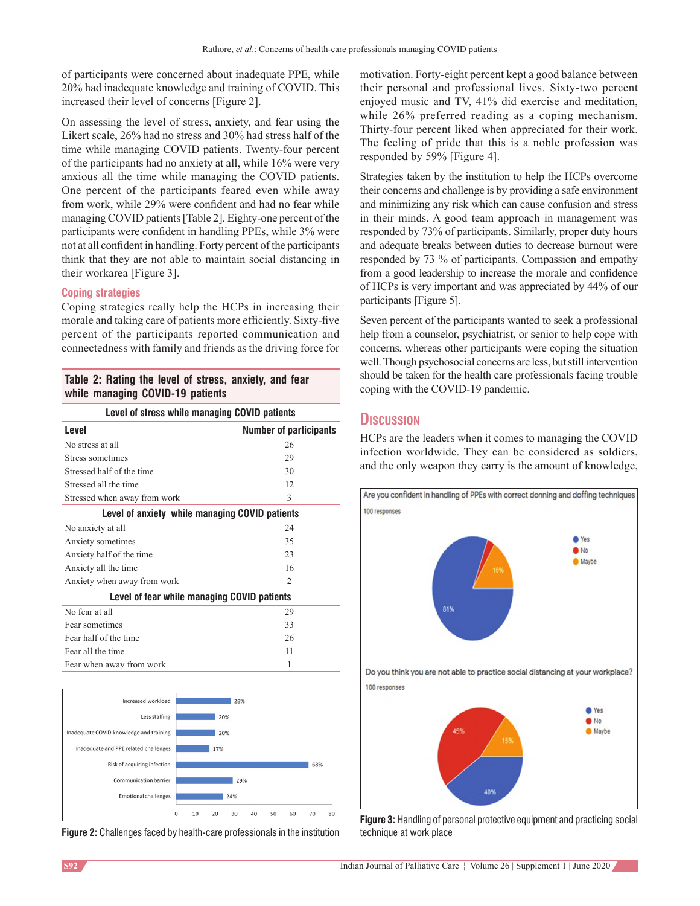of participants were concerned about inadequate PPE, while 20% had inadequate knowledge and training of COVID. This increased their level of concerns [Figure 2].

On assessing the level of stress, anxiety, and fear using the Likert scale, 26% had no stress and 30% had stress half of the time while managing COVID patients. Twenty-four percent of the participants had no anxiety at all, while 16% were very anxious all the time while managing the COVID patients. One percent of the participants feared even while away from work, while 29% were confident and had no fear while managing COVID patients [Table 2]. Eighty-one percent of the participants were confident in handling PPEs, while 3% were not at all confident in handling. Forty percent of the participants think that they are not able to maintain social distancing in their workarea [Figure 3].

### Coping strategies

Coping strategies really help the HCPs in increasing their morale and taking care of patients more efficiently. Sixty-five percent of the participants reported communication and connectedness with family and friends as the driving force for motivation. Forty-eight percent kept a good balance between their personal and professional lives. Sixty-two percent enjoyed music and TV, 41% did exercise and meditation, while 26% preferred reading as a coping mechanism. Thirty-four percent liked when appreciated for their work. The feeling of pride that this is a noble profession was responded by 59% [Figure 4].

Strategies taken by the institution to help the HCPs overcome their concerns and challenge is by providing a safe environment and minimizing any risk which can cause confusion and stress in their minds. A good team approach in management was responded by 73% of participants. Similarly, proper duty hours and adequate breaks between duties to decrease burnout were responded by 73 % of participants. Compassion and empathy from a good leadership to increase the morale and confidence of HCPs is very important and was appreciated by 44% of our participants [Figure 5].

Seven percent of the participants wanted to seek a professional help from a counselor, psychiatrist, or senior to help cope with concerns, whereas other participants were coping the situation well. Though psychosocial concerns are less, but still intervention should be taken for the health care professionals facing trouble coping with the COVID-19 pandemic.

**Table 2: Rating the level of stress, anxiety, and fear while managing COVID-19 patients**

| Level | Number of participants |
|---|---|
| **Level of stress while managing COVID patients** | |
| No stress at all | 26 |
| Stress sometimes | 29 |
| Stressed half of the time | 30 |
| Stressed all the time | 12 |
| Stressed when away from work | 3 |
| **Level of anxiety while managing COVID patients** | |
| No anxiety at all | 24 |
| Anxiety sometimes | 35 |
| Anxiety half of the time | 23 |
| Anxiety all the time | 16 |
| Anxiety when away from work | 2 |
| **Level of fear while managing COVID patients** | |
| No fear at all | 29 |
| Fear sometimes | 33 |
| Fear half of the time | 26 |
| Fear all the time | 11 |
| Fear when away from work | 1 |

| Challenge | Percentage |
|---|---|
| Increased workload | 28% |
| Less staffing | 20% |
| Inadequate COVID knowledge and training | 20% |
| Inadequate and PPE related challenges | 17% |
| Risk of acquiring infection | 68% |
| Communication barrier | 29% |
| Emotional challenges | 24% |

**Figure 2:** Challenges faced by health-care professionals in the institution

Are you confident in handling of PPEs with correct donning and doffing techniques
100 responses
Yes: 81%; No; Maybe: 16%

Do you think you are not able to practice social distancing at your workplace?
100 responses
Yes: 40%; No: 45%; Maybe: 15%

**Figure 3:** Handling of personal protective equipment and practicing social technique at work place

## Discussion

HCPs are the leaders when it comes to managing the COVID infection worldwide. They can be considered as soldiers, and the only weapon they carry is the amount of knowledge,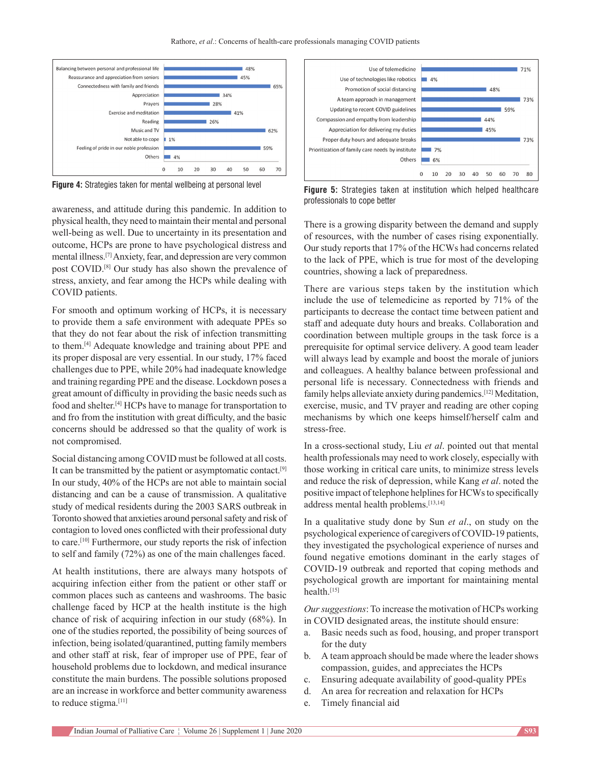Figure 4: Strategies taken for mental wellbeing at personal level

| Strategy | % |
|---|---|
| Balancing between personal and professional life | 48% |
| Reassurance and appreciation from seniors | 45% |
| Connectedness with family and friends | 65% |
| Appreciation | 34% |
| Prayers | 28% |
| Exercise and meditation | 41% |
| Reading | 26% |
| Music and TV | 62% |
| Not able to cope | 1% |
| Feeling of pride in our noble profession | 59% |
| Others | 4% |

Figure 5: Strategies taken at institution which helped healthcare professionals to cope better

| Strategy | % |
|---|---|
| Use of telemedicine | 71% |
| Use of technologies like robotics | 4% |
| Promotion of social distancing | 48% |
| A team approach in management | 73% |
| Updating to recent COVID guidelines | 59% |
| Compassion and empathy from leadership | 44% |
| Appreciation for delivering my duties | 45% |
| Proper duty hours and adequate breaks | 73% |
| Prioritization of family care needs by institute | 7% |
| Others | 6% |

awareness, and attitude during this pandemic. In addition to physical health, they need to maintain their mental and personal well-being as well. Due to uncertainty in its presentation and outcome, HCPs are prone to have psychological distress and mental illness.[7] Anxiety, fear, and depression are very common post COVID.[8] Our study has also shown the prevalence of stress, anxiety, and fear among the HCPs while dealing with COVID patients.

For smooth and optimum working of HCPs, it is necessary to provide them a safe environment with adequate PPEs so that they do not fear about the risk of infection transmitting to them.[4] Adequate knowledge and training about PPE and its proper disposal are very essential. In our study, 17% faced challenges due to PPE, while 20% had inadequate knowledge and training regarding PPE and the disease. Lockdown poses a great amount of difficulty in providing the basic needs such as food and shelter.[4] HCPs have to manage for transportation to and fro from the institution with great difficulty, and the basic concerns should be addressed so that the quality of work is not compromised.

Social distancing among COVID must be followed at all costs. It can be transmitted by the patient or asymptomatic contact.[9] In our study, 40% of the HCPs are not able to maintain social distancing and can be a cause of transmission. A qualitative study of medical residents during the 2003 SARS outbreak in Toronto showed that anxieties around personal safety and risk of contagion to loved ones conflicted with their professional duty to care.[10] Furthermore, our study reports the risk of infection to self and family (72%) as one of the main challenges faced.

At health institutions, there are always many hotspots of acquiring infection either from the patient or other staff or common places such as canteens and washrooms. The basic challenge faced by HCP at the health institute is the high chance of risk of acquiring infection in our study (68%). In one of the studies reported, the possibility of being sources of infection, being isolated/quarantined, putting family members and other staff at risk, fear of improper use of PPE, fear of household problems due to lockdown, and medical insurance constitute the main burdens. The possible solutions proposed are an increase in workforce and better community awareness to reduce stigma.[11]

There is a growing disparity between the demand and supply of resources, with the number of cases rising exponentially. Our study reports that 17% of the HCWs had concerns related to the lack of PPE, which is true for most of the developing countries, showing a lack of preparedness.

There are various steps taken by the institution which include the use of telemedicine as reported by 71% of the participants to decrease the contact time between patient and staff and adequate duty hours and breaks. Collaboration and coordination between multiple groups in the task force is a prerequisite for optimal service delivery. A good team leader will always lead by example and boost the morale of juniors and colleagues. A healthy balance between professional and personal life is necessary. Connectedness with friends and family helps alleviate anxiety during pandemics.[12] Meditation, exercise, music, and TV prayer and reading are other coping mechanisms by which one keeps himself/herself calm and stress-free.

In a cross-sectional study, Liu *et al.* pointed out that mental health professionals may need to work closely, especially with those working in critical care units, to minimize stress levels and reduce the risk of depression, while Kang *et al.* noted the positive impact of telephone helplines for HCWs to specifically address mental health problems.[13,14]

In a qualitative study done by Sun *et al.*, on study on the psychological experience of caregivers of COVID-19 patients, they investigated the psychological experience of nurses and found negative emotions dominant in the early stages of COVID-19 outbreak and reported that coping methods and psychological growth are important for maintaining mental health.[15]

*Our suggestions*: To increase the motivation of HCPs working in COVID designated areas, the institute should ensure:

a. Basic needs such as food, housing, and proper transport for the duty
b. A team approach should be made where the leader shows compassion, guides, and appreciates the HCPs
c. Ensuring adequate availability of good-quality PPEs
d. An area for recreation and relaxation for HCPs
e. Timely financial aid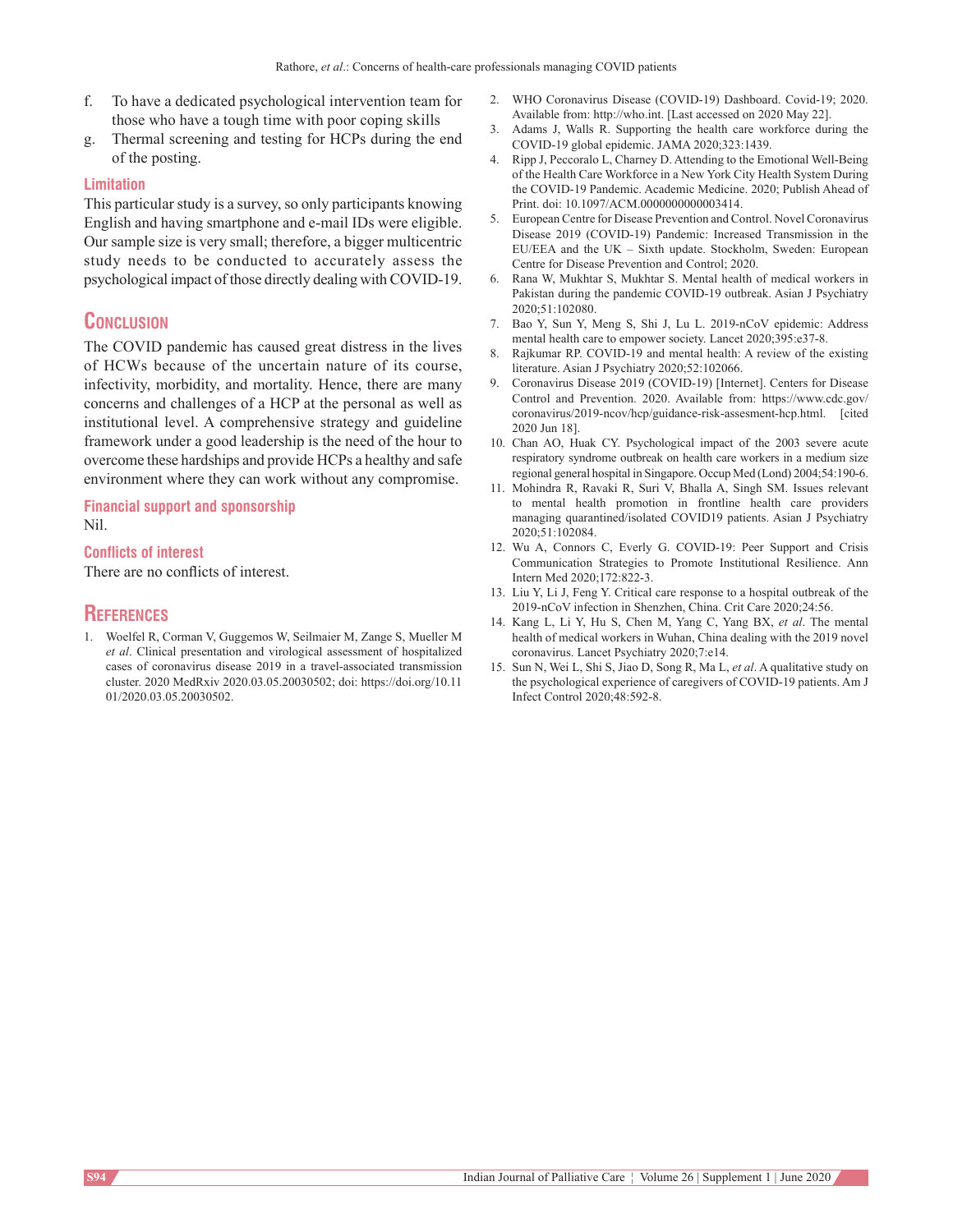f. To have a dedicated psychological intervention team for those who have a tough time with poor coping skills
g. Thermal screening and testing for HCPs during the end of the posting.

### Limitation

This particular study is a survey, so only participants knowing English and having smartphone and e-mail IDs were eligible. Our sample size is very small; therefore, a bigger multicentric study needs to be conducted to accurately assess the psychological impact of those directly dealing with COVID-19.

## Conclusion

The COVID pandemic has caused great distress in the lives of HCWs because of the uncertain nature of its course, infectivity, morbidity, and mortality. Hence, there are many concerns and challenges of a HCP at the personal as well as institutional level. A comprehensive strategy and guideline framework under a good leadership is the need of the hour to overcome these hardships and provide HCPs a healthy and safe environment where they can work without any compromise.

### Financial support and sponsorship

Nil.

### Conflicts of interest

There are no conflicts of interest.

## References

1. Woelfel R, Corman V, Guggemos W, Seilmaier M, Zange S, Mueller M *et al*. Clinical presentation and virological assessment of hospitalized cases of coronavirus disease 2019 in a travel-associated transmission cluster. 2020 MedRxiv 2020.03.05.20030502; doi: https://doi.org/10.1101/2020.03.05.20030502.
2. WHO Coronavirus Disease (COVID-19) Dashboard. Covid-19; 2020. Available from: http://who.int. [Last accessed on 2020 May 22].
3. Adams J, Walls R. Supporting the health care workforce during the COVID-19 global epidemic. JAMA 2020;323:1439.
4. Ripp J, Peccoralo L, Charney D. Attending to the Emotional Well-Being of the Health Care Workforce in a New York City Health System During the COVID-19 Pandemic. Academic Medicine. 2020; Publish Ahead of Print. doi: 10.1097/ACM.0000000000003414.
5. European Centre for Disease Prevention and Control. Novel Coronavirus Disease 2019 (COVID-19) Pandemic: Increased Transmission in the EU/EEA and the UK – Sixth update. Stockholm, Sweden: European Centre for Disease Prevention and Control; 2020.
6. Rana W, Mukhtar S, Mukhtar S. Mental health of medical workers in Pakistan during the pandemic COVID-19 outbreak. Asian J Psychiatry 2020;51:102080.
7. Bao Y, Sun Y, Meng S, Shi J, Lu L. 2019-nCoV epidemic: Address mental health care to empower society. Lancet 2020;395:e37-8.
8. Rajkumar RP. COVID-19 and mental health: A review of the existing literature. Asian J Psychiatry 2020;52:102066.
9. Coronavirus Disease 2019 (COVID-19) [Internet]. Centers for Disease Control and Prevention. 2020. Available from: https://www.cdc.gov/coronavirus/2019-ncov/hcp/guidance-risk-assesment-hcp.html. [cited 2020 Jun 18].
10. Chan AO, Huak CY. Psychological impact of the 2003 severe acute respiratory syndrome outbreak on health care workers in a medium size regional general hospital in Singapore. Occup Med (Lond) 2004;54:190-6.
11. Mohindra R, Ravaki R, Suri V, Bhalla A, Singh SM. Issues relevant to mental health promotion in frontline health care providers managing quarantined/isolated COVID19 patients. Asian J Psychiatry 2020;51:102084.
12. Wu A, Connors C, Everly G. COVID-19: Peer Support and Crisis Communication Strategies to Promote Institutional Resilience. Ann Intern Med 2020;172:822-3.
13. Liu Y, Li J, Feng Y. Critical care response to a hospital outbreak of the 2019-nCoV infection in Shenzhen, China. Crit Care 2020;24:56.
14. Kang L, Li Y, Hu S, Chen M, Yang C, Yang BX, *et al*. The mental health of medical workers in Wuhan, China dealing with the 2019 novel coronavirus. Lancet Psychiatry 2020;7:e14.
15. Sun N, Wei L, Shi S, Jiao D, Song R, Ma L, *et al*. A qualitative study on the psychological experience of caregivers of COVID-19 patients. Am J Infect Control 2020;48:592-8.